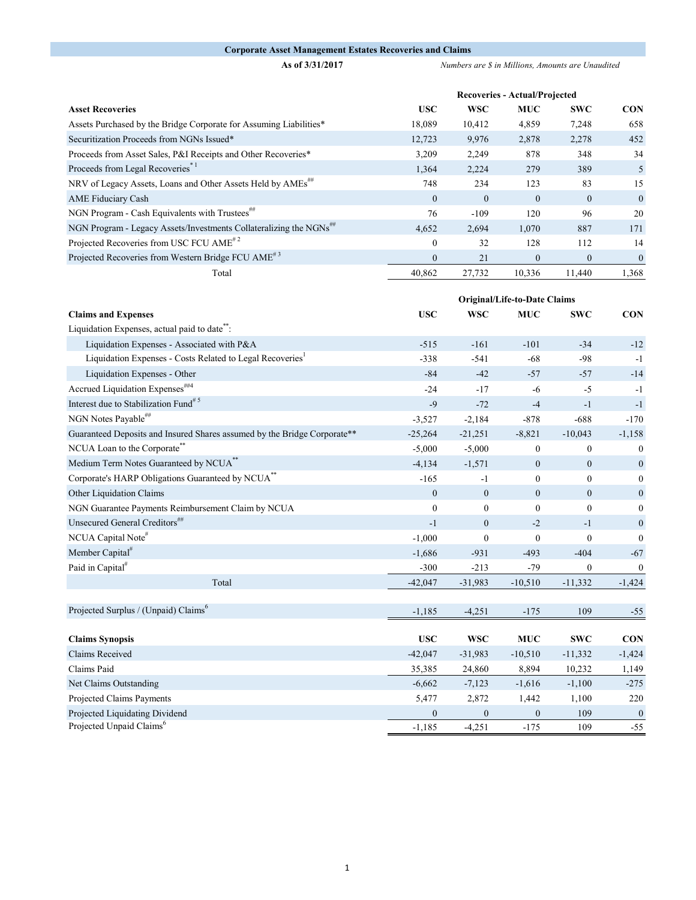## Corporate Asset Management Estates Recoveries and Claims

**As of 3/31/2017**

*Numbers are $ in Millions, Amounts are Unaudited*

| | Recoveries - Actual/Projected | | | | |
|---|---|---|---|---|---|
| **Asset Recoveries** | **USC** | **WSC** | **MUC** | **SWC** | **CON** |
| Assets Purchased by the Bridge Corporate for Assuming Liabilities* | 18,089 | 10,412 | 4,859 | 7,248 | 658 |
| Securitization Proceeds from NGNs Issued* | 12,723 | 9,976 | 2,878 | 2,278 | 452 |
| Proceeds from Asset Sales, P&I Receipts and Other Recoveries* | 3,209 | 2,249 | 878 | 348 | 34 |
| Proceeds from Legal Recoveries*[1] | 1,364 | 2,224 | 279 | 389 | 5 |
| NRV of Legacy Assets, Loans and Other Assets Held by AMEs## | 748 | 234 | 123 | 83 | 15 |
| AME Fiduciary Cash | 0 | 0 | 0 | 0 | 0 |
| NGN Program - Cash Equivalents with Trustees## | 76 | -109 | 120 | 96 | 20 |
| NGN Program - Legacy Assets/Investments Collateralizing the NGNs## | 4,652 | 2,694 | 1,070 | 887 | 171 |
| Projected Recoveries from USC FCU AME#[2] | 0 | 32 | 128 | 112 | 14 |
| Projected Recoveries from Western Bridge FCU AME#[3] | 0 | 21 | 0 | 0 | 0 |
| Total | 40,862 | 27,732 | 10,336 | 11,440 | 1,368 |

| | Original/Life-to-Date Claims | | | | |
|---|---|---|---|---|---|
| **Claims and Expenses** | **USC** | **WSC** | **MUC** | **SWC** | **CON** |
| Liquidation Expenses, actual paid to date**: | | | | | |
| Liquidation Expenses - Associated with P&A | -515 | -161 | -101 | -34 | -12 |
| Liquidation Expenses - Costs Related to Legal Recoveries[1] | -338 | -541 | -68 | -98 | -1 |
| Liquidation Expenses - Other | -84 | -42 | -57 | -57 | -14 |
| Accrued Liquidation Expenses##[4] | -24 | -17 | -6 | -5 | -1 |
| Interest due to Stabilization Fund#[5] | -9 | -72 | -4 | -1 | -1 |
| NGN Notes Payable## | -3,527 | -2,184 | -878 | -688 | -170 |
| Guaranteed Deposits and Insured Shares assumed by the Bridge Corporate** | -25,264 | -21,251 | -8,821 | -10,043 | -1,158 |
| NCUA Loan to the Corporate** | -5,000 | -5,000 | 0 | 0 | 0 |
| Medium Term Notes Guaranteed by NCUA** | -4,134 | -1,571 | 0 | 0 | 0 |
| Corporate's HARP Obligations Guaranteed by NCUA** | -165 | -1 | 0 | 0 | 0 |
| Other Liquidation Claims | 0 | 0 | 0 | 0 | 0 |
| NGN Guarantee Payments Reimbursement Claim by NCUA | 0 | 0 | 0 | 0 | 0 |
| Unsecured General Creditors## | -1 | 0 | -2 | -1 | 0 |
| NCUA Capital Note# | -1,000 | 0 | 0 | 0 | 0 |
| Member Capital# | -1,686 | -931 | -493 | -404 | -67 |
| Paid in Capital# | -300 | -213 | -79 | 0 | 0 |
| Total | -42,047 | -31,983 | -10,510 | -11,332 | -1,424 |
| | | | | | |
| Projected Surplus / (Unpaid) Claims[6] | -1,185 | -4,251 | -175 | 109 | -55 |

| **Claims Synopsis** | **USC** | **WSC** | **MUC** | **SWC** | **CON** |
|---|---|---|---|---|---|
| Claims Received | -42,047 | -31,983 | -10,510 | -11,332 | -1,424 |
| Claims Paid | 35,385 | 24,860 | 8,894 | 10,232 | 1,149 |
| Net Claims Outstanding | -6,662 | -7,123 | -1,616 | -1,100 | -275 |
| Projected Claims Payments | 5,477 | 2,872 | 1,442 | 1,100 | 220 |
| Projected Liquidating Dividend | 0 | 0 | 0 | 109 | 0 |
| Projected Unpaid Claims[6] | -1,185 | -4,251 | -175 | 109 | -55 |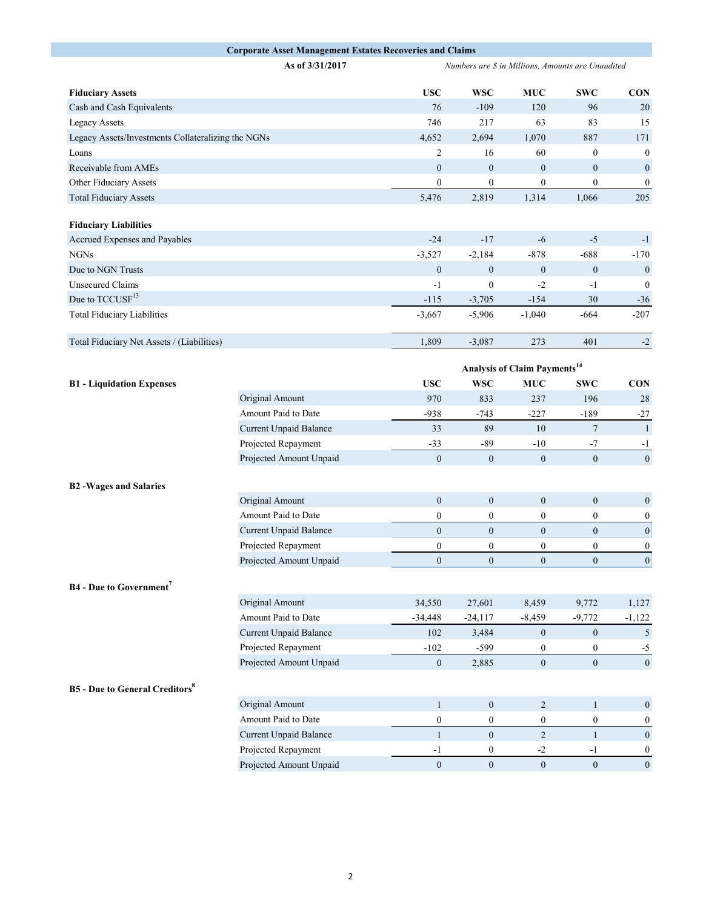# Corporate Asset Management Estates Recoveries and Claims

**As of 3/31/2017** *Numbers are $ in Millions, Amounts are Unaudited*

| **Fiduciary Assets** | **USC** | **WSC** | **MUC** | **SWC** | **CON** |
|---|---|---|---|---|---|
| Cash and Cash Equivalents | 76 | -109 | 120 | 96 | 20 |
| Legacy Assets | 746 | 217 | 63 | 83 | 15 |
| Legacy Assets/Investments Collateralizing the NGNs | 4,652 | 2,694 | 1,070 | 887 | 171 |
| Loans | 2 | 16 | 60 | 0 | 0 |
| Receivable from AMEs | 0 | 0 | 0 | 0 | 0 |
| Other Fiduciary Assets | 0 | 0 | 0 | 0 | 0 |
| Total Fiduciary Assets | 5,476 | 2,819 | 1,314 | 1,066 | 205 |
| | | | | | |
| **Fiduciary Liabilities** | | | | | |
| Accrued Expenses and Payables | -24 | -17 | -6 | -5 | -1 |
| NGNs | -3,527 | -2,184 | -878 | -688 | -170 |
| Due to NGN Trusts | 0 | 0 | 0 | 0 | 0 |
| Unsecured Claims | -1 | 0 | -2 | -1 | 0 |
| Due to TCCUSF[13] | -115 | -3,705 | -154 | 30 | -36 |
| Total Fiduciary Liabilities | -3,667 | -5,906 | -1,040 | -664 | -207 |
| | | | | | |
| Total Fiduciary Net Assets / (Liabilities) | 1,809 | -3,087 | 273 | 401 | -2 |

**Analysis of Claim Payments[14]**

| | | **USC** | **WSC** | **MUC** | **SWC** | **CON** |
|---|---|---|---|---|---|---|
| **B1 - Liquidation Expenses** | | | | | | |
| | Original Amount | 970 | 833 | 237 | 196 | 28 |
| | Amount Paid to Date | -938 | -743 | -227 | -189 | -27 |
| | Current Unpaid Balance | 33 | 89 | 10 | 7 | 1 |
| | Projected Repayment | -33 | -89 | -10 | -7 | -1 |
| | Projected Amount Unpaid | 0 | 0 | 0 | 0 | 0 |
| **B2 -Wages and Salaries** | | | | | | |
| | Original Amount | 0 | 0 | 0 | 0 | 0 |
| | Amount Paid to Date | 0 | 0 | 0 | 0 | 0 |
| | Current Unpaid Balance | 0 | 0 | 0 | 0 | 0 |
| | Projected Repayment | 0 | 0 | 0 | 0 | 0 |
| | Projected Amount Unpaid | 0 | 0 | 0 | 0 | 0 |
| **B4 - Due to Government[7]** | | | | | | |
| | Original Amount | 34,550 | 27,601 | 8,459 | 9,772 | 1,127 |
| | Amount Paid to Date | -34,448 | -24,117 | -8,459 | -9,772 | -1,122 |
| | Current Unpaid Balance | 102 | 3,484 | 0 | 0 | 5 |
| | Projected Repayment | -102 | -599 | 0 | 0 | -5 |
| | Projected Amount Unpaid | 0 | 2,885 | 0 | 0 | 0 |
| **B5 - Due to General Creditors[8]** | | | | | | |
| | Original Amount | 1 | 0 | 2 | 1 | 0 |
| | Amount Paid to Date | 0 | 0 | 0 | 0 | 0 |
| | Current Unpaid Balance | 1 | 0 | 2 | 1 | 0 |
| | Projected Repayment | -1 | 0 | -2 | -1 | 0 |
| | Projected Amount Unpaid | 0 | 0 | 0 | 0 | 0 |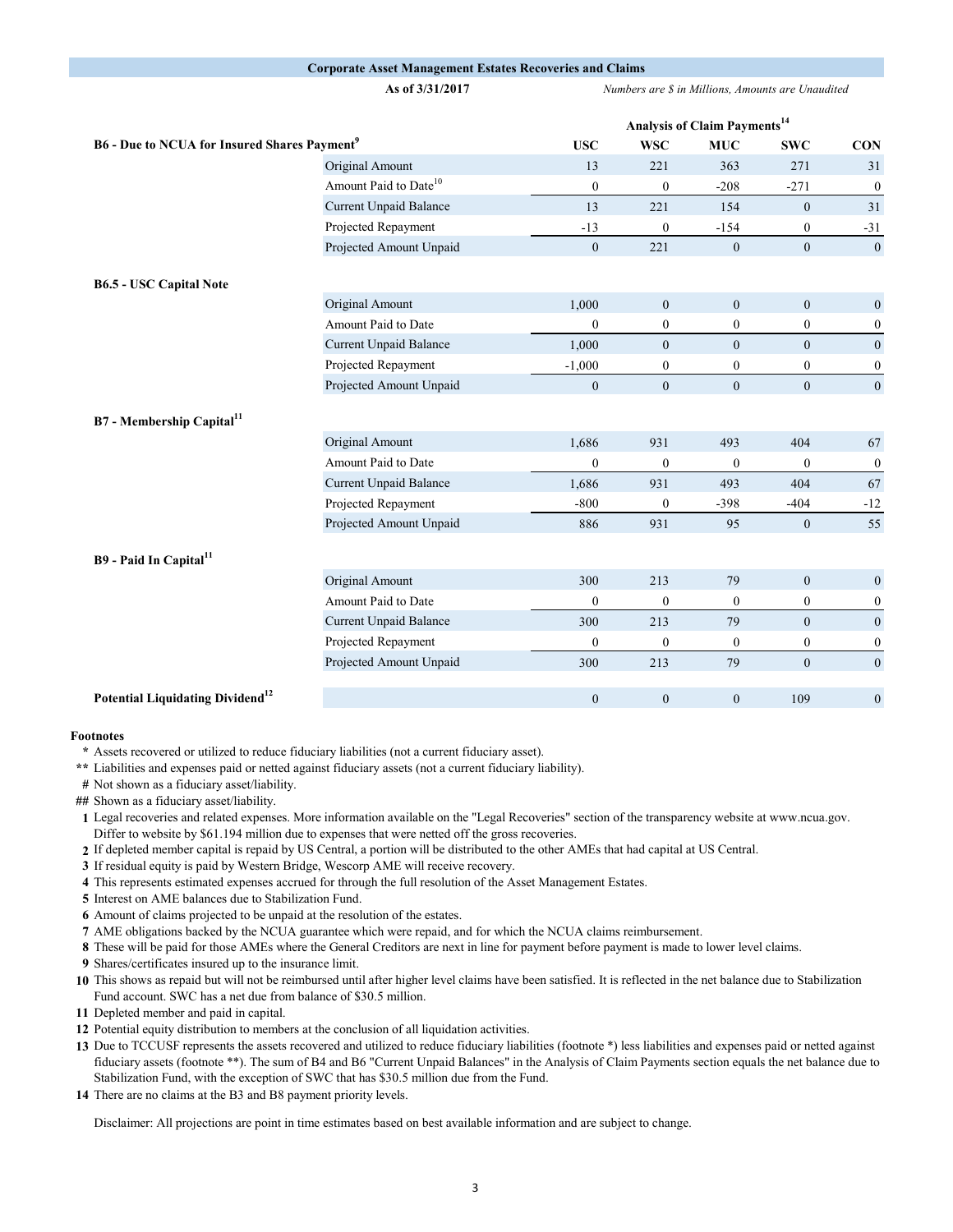## Corporate Asset Management Estates Recoveries and Claims

**As of 3/31/2017** *Numbers are $ in Millions, Amounts are Unaudited*

| | | Analysis of Claim Payments[14] | | | | |
|---|---|---|---|---|---|---|
| | | **USC** | **WSC** | **MUC** | **SWC** | **CON** |
| **B6 - Due to NCUA for Insured Shares Payment[9]** | | | | | | |
| | Original Amount | 13 | 221 | 363 | 271 | 31 |
| | Amount Paid to Date[10] | 0 | 0 | -208 | -271 | 0 |
| | Current Unpaid Balance | 13 | 221 | 154 | 0 | 31 |
| | Projected Repayment | -13 | 0 | -154 | 0 | -31 |
| | Projected Amount Unpaid | 0 | 221 | 0 | 0 | 0 |
| **B6.5 - USC Capital Note** | | | | | | |
| | Original Amount | 1,000 | 0 | 0 | 0 | 0 |
| | Amount Paid to Date | 0 | 0 | 0 | 0 | 0 |
| | Current Unpaid Balance | 1,000 | 0 | 0 | 0 | 0 |
| | Projected Repayment | -1,000 | 0 | 0 | 0 | 0 |
| | Projected Amount Unpaid | 0 | 0 | 0 | 0 | 0 |
| **B7 - Membership Capital[11]** | | | | | | |
| | Original Amount | 1,686 | 931 | 493 | 404 | 67 |
| | Amount Paid to Date | 0 | 0 | 0 | 0 | 0 |
| | Current Unpaid Balance | 1,686 | 931 | 493 | 404 | 67 |
| | Projected Repayment | -800 | 0 | -398 | -404 | -12 |
| | Projected Amount Unpaid | 886 | 931 | 95 | 0 | 55 |
| **B9 - Paid In Capital[11]** | | | | | | |
| | Original Amount | 300 | 213 | 79 | 0 | 0 |
| | Amount Paid to Date | 0 | 0 | 0 | 0 | 0 |
| | Current Unpaid Balance | 300 | 213 | 79 | 0 | 0 |
| | Projected Repayment | 0 | 0 | 0 | 0 | 0 |
| | Projected Amount Unpaid | 300 | 213 | 79 | 0 | 0 |
| **Potential Liquidating Dividend[12]** | | 0 | 0 | 0 | 109 | 0 |

**Footnotes**

- **\*** Assets recovered or utilized to reduce fiduciary liabilities (not a current fiduciary asset).
- **\*\*** Liabilities and expenses paid or netted against fiduciary assets (not a current fiduciary liability).
- **#** Not shown as a fiduciary asset/liability.
- **##** Shown as a fiduciary asset/liability.
- **1** Legal recoveries and related expenses. More information available on the "Legal Recoveries" section of the transparency website at www.ncua.gov. Differ to website by $61.194 million due to expenses that were netted off the gross recoveries.
- **2** If depleted member capital is repaid by US Central, a portion will be distributed to the other AMEs that had capital at US Central.
- **3** If residual equity is paid by Western Bridge, Wescorp AME will receive recovery.
- **4** This represents estimated expenses accrued for through the full resolution of the Asset Management Estates.
- **5** Interest on AME balances due to Stabilization Fund.
- **6** Amount of claims projected to be unpaid at the resolution of the estates.
- **7** AME obligations backed by the NCUA guarantee which were repaid, and for which the NCUA claims reimbursement.
- **8** These will be paid for those AMEs where the General Creditors are next in line for payment before payment is made to lower level claims.
- **9** Shares/certificates insured up to the insurance limit.
- **10** This shows as repaid but will not be reimbursed until after higher level claims have been satisfied. It is reflected in the net balance due to Stabilization Fund account. SWC has a net due from balance of $30.5 million.
- **11** Depleted member and paid in capital.
- **12** Potential equity distribution to members at the conclusion of all liquidation activities.
- **13** Due to TCCUSF represents the assets recovered and utilized to reduce fiduciary liabilities (footnote \*) less liabilities and expenses paid or netted against fiduciary assets (footnote \*\*). The sum of B4 and B6 "Current Unpaid Balances" in the Analysis of Claim Payments section equals the net balance due to Stabilization Fund, with the exception of SWC that has $30.5 million due from the Fund.
- **14** There are no claims at the B3 and B8 payment priority levels.

Disclaimer: All projections are point in time estimates based on best available information and are subject to change.